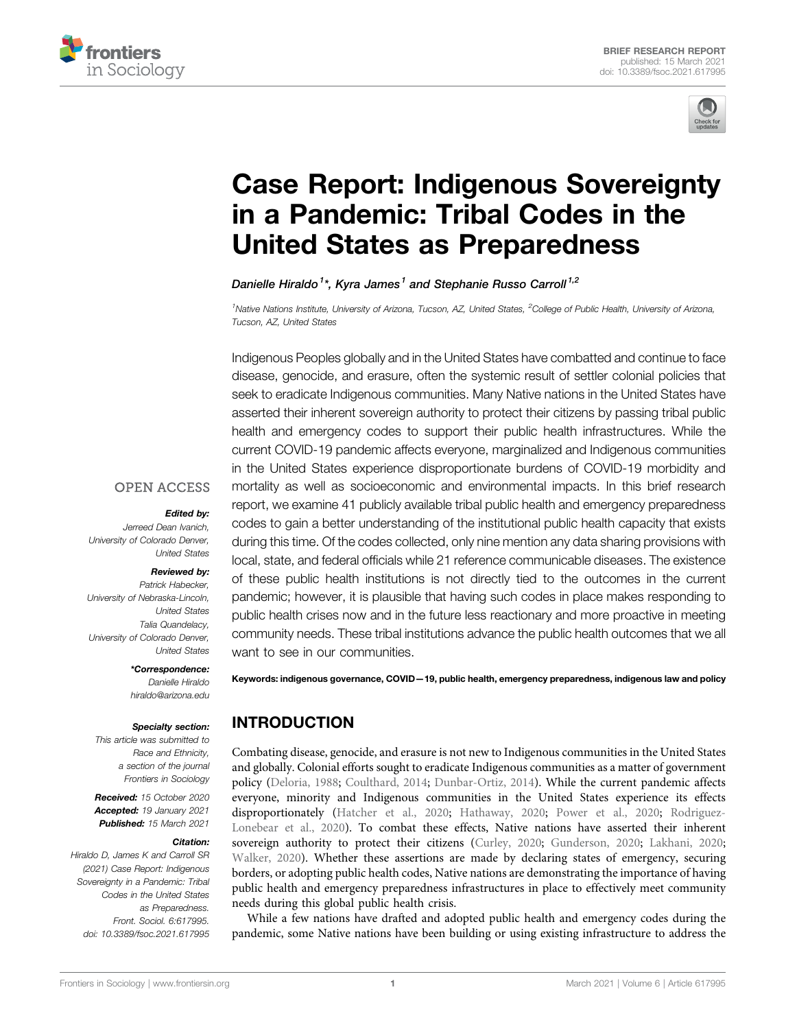BRIEF RESEARCH REPORT
published: 15 March 2021
doi: 10.3389/fsoc.2021.617995

# Case Report: Indigenous Sovereignty in a Pandemic: Tribal Codes in the United States as Preparedness

**Danielle Hiraldo**[1]*, **Kyra James**[1] **and Stephanie Russo Carroll**[1,2]

[1]Native Nations Institute, University of Arizona, Tucson, AZ, United States, [2]College of Public Health, University of Arizona, Tucson, AZ, United States

Indigenous Peoples globally and in the United States have combatted and continue to face disease, genocide, and erasure, often the systemic result of settler colonial policies that seek to eradicate Indigenous communities. Many Native nations in the United States have asserted their inherent sovereign authority to protect their citizens by passing tribal public health and emergency codes to support their public health infrastructures. While the current COVID-19 pandemic affects everyone, marginalized and Indigenous communities in the United States experience disproportionate burdens of COVID-19 morbidity and mortality as well as socioeconomic and environmental impacts. In this brief research report, we examine 41 publicly available tribal public health and emergency preparedness codes to gain a better understanding of the institutional public health capacity that exists during this time. Of the codes collected, only nine mention any data sharing provisions with local, state, and federal officials while 21 reference communicable diseases. The existence of these public health institutions is not directly tied to the outcomes in the current pandemic; however, it is plausible that having such codes in place makes responding to public health crises now and in the future less reactionary and more proactive in meeting community needs. These tribal institutions advance the public health outcomes that we all want to see in our communities.

**Keywords: indigenous governance, COVID—19, public health, emergency preparedness, indigenous law and policy**

OPEN ACCESS

***Edited by:***
*Jerreed Dean Ivanich, University of Colorado Denver, United States*

***Reviewed by:***
*Patrick Habecker, University of Nebraska-Lincoln, United States*
*Talia Quandelacy, University of Colorado Denver, United States*

***\*Correspondence:***
*Danielle Hiraldo*
*hiraldo@arizona.edu*

***Specialty section:***
*This article was submitted to Race and Ethnicity, a section of the journal Frontiers in Sociology*

***Received:*** *15 October 2020*
***Accepted:*** *19 January 2021*
***Published:*** *15 March 2021*

***Citation:***
*Hiraldo D, James K and Carroll SR (2021) Case Report: Indigenous Sovereignty in a Pandemic: Tribal Codes in the United States as Preparedness. Front. Sociol. 6:617995. doi: 10.3389/fsoc.2021.617995*

## INTRODUCTION

Combating disease, genocide, and erasure is not new to Indigenous communities in the United States and globally. Colonial efforts sought to eradicate Indigenous communities as a matter of government policy (Deloria, 1988; Coulthard, 2014; Dunbar-Ortiz, 2014). While the current pandemic affects everyone, minority and Indigenous communities in the United States experience its effects disproportionately (Hatcher et al., 2020; Hathaway, 2020; Power et al., 2020; Rodriguez-Lonebear et al., 2020). To combat these effects, Native nations have asserted their inherent sovereign authority to protect their citizens (Curley, 2020; Gunderson, 2020; Lakhani, 2020; Walker, 2020). Whether these assertions are made by declaring states of emergency, securing borders, or adopting public health codes, Native nations are demonstrating the importance of having public health and emergency preparedness infrastructures in place to effectively meet community needs during this global public health crisis.

While a few nations have drafted and adopted public health and emergency codes during the pandemic, some Native nations have been building or using existing infrastructure to address the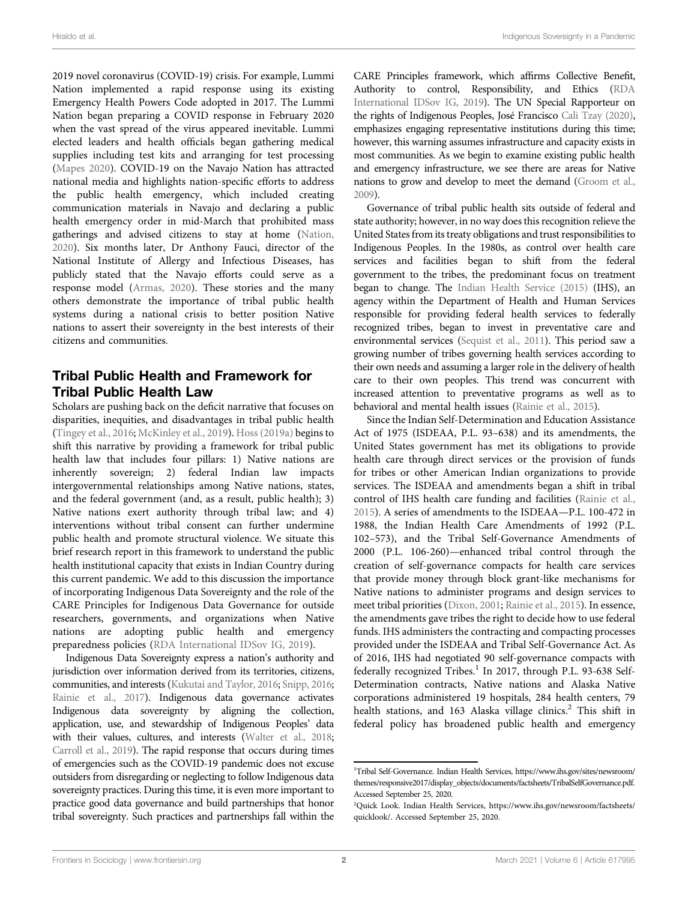2019 novel coronavirus (COVID-19) crisis. For example, Lummi Nation implemented a rapid response using its existing Emergency Health Powers Code adopted in 2017. The Lummi Nation began preparing a COVID response in February 2020 when the vast spread of the virus appeared inevitable. Lummi elected leaders and health officials began gathering medical supplies including test kits and arranging for test processing (Mapes 2020). COVID-19 on the Navajo Nation has attracted national media and highlights nation-specific efforts to address the public health emergency, which included creating communication materials in Navajo and declaring a public health emergency order in mid-March that prohibited mass gatherings and advised citizens to stay at home (Nation, 2020). Six months later, Dr Anthony Fauci, director of the National Institute of Allergy and Infectious Diseases, has publicly stated that the Navajo efforts could serve as a response model (Armas, 2020). These stories and the many others demonstrate the importance of tribal public health systems during a national crisis to better position Native nations to assert their sovereignty in the best interests of their citizens and communities.

## Tribal Public Health and Framework for Tribal Public Health Law

Scholars are pushing back on the deficit narrative that focuses on disparities, inequities, and disadvantages in tribal public health (Tingey et al., 2016; McKinley et al., 2019). Hoss (2019a) begins to shift this narrative by providing a framework for tribal public health law that includes four pillars: 1) Native nations are inherently sovereign; 2) federal Indian law impacts intergovernmental relationships among Native nations, states, and the federal government (and, as a result, public health); 3) Native nations exert authority through tribal law; and 4) interventions without tribal consent can further undermine public health and promote structural violence. We situate this brief research report in this framework to understand the public health institutional capacity that exists in Indian Country during this current pandemic. We add to this discussion the importance of incorporating Indigenous Data Sovereignty and the role of the CARE Principles for Indigenous Data Governance for outside researchers, governments, and organizations when Native nations are adopting public health and emergency preparedness policies (RDA International IDSov IG, 2019).

Indigenous Data Sovereignty express a nation's authority and jurisdiction over information derived from its territories, citizens, communities, and interests (Kukutai and Taylor, 2016; Snipp, 2016; Rainie et al., 2017). Indigenous data governance activates Indigenous data sovereignty by aligning the collection, application, use, and stewardship of Indigenous Peoples' data with their values, cultures, and interests (Walter et al., 2018; Carroll et al., 2019). The rapid response that occurs during times of emergencies such as the COVID-19 pandemic does not excuse outsiders from disregarding or neglecting to follow Indigenous data sovereignty practices. During this time, it is even more important to practice good data governance and build partnerships that honor tribal sovereignty. Such practices and partnerships fall within the CARE Principles framework, which affirms Collective Benefit, Authority to control, Responsibility, and Ethics (RDA International IDSov IG, 2019). The UN Special Rapporteur on the rights of Indigenous Peoples, José Francisco Cali Tzay (2020), emphasizes engaging representative institutions during this time; however, this warning assumes infrastructure and capacity exists in most communities. As we begin to examine existing public health and emergency infrastructure, we see there are areas for Native nations to grow and develop to meet the demand (Groom et al., 2009).

Governance of tribal public health sits outside of federal and state authority; however, in no way does this recognition relieve the United States from its treaty obligations and trust responsibilities to Indigenous Peoples. In the 1980s, as control over health care services and facilities began to shift from the federal government to the tribes, the predominant focus on treatment began to change. The Indian Health Service (2015) (IHS), an agency within the Department of Health and Human Services responsible for providing federal health services to federally recognized tribes, began to invest in preventative care and environmental services (Sequist et al., 2011). This period saw a growing number of tribes governing health services according to their own needs and assuming a larger role in the delivery of health care to their own peoples. This trend was concurrent with increased attention to preventative programs as well as to behavioral and mental health issues (Rainie et al., 2015).

Since the Indian Self-Determination and Education Assistance Act of 1975 (ISDEAA, P.L. 93–638) and its amendments, the United States government has met its obligations to provide health care through direct services or the provision of funds for tribes or other American Indian organizations to provide services. The ISDEAA and amendments began a shift in tribal control of IHS health care funding and facilities (Rainie et al., 2015). A series of amendments to the ISDEAA—P.L. 100-472 in 1988, the Indian Health Care Amendments of 1992 (P.L. 102–573), and the Tribal Self-Governance Amendments of 2000 (P.L. 106-260)—enhanced tribal control through the creation of self-governance compacts for health care services that provide money through block grant-like mechanisms for Native nations to administer programs and design services to meet tribal priorities (Dixon, 2001; Rainie et al., 2015). In essence, the amendments gave tribes the right to decide how to use federal funds. IHS administers the contracting and compacting processes provided under the ISDEAA and Tribal Self-Governance Act. As of 2016, IHS had negotiated 90 self-governance compacts with federally recognized Tribes.[1] In 2017, through P.L. 93-638 Self-Determination contracts, Native nations and Alaska Native corporations administered 19 hospitals, 284 health centers, 79 health stations, and 163 Alaska village clinics.[2] This shift in federal policy has broadened public health and emergency

[1]Tribal Self-Governance. Indian Health Services, https://www.ihs.gov/sites/newsroom/themes/responsive2017/display_objects/documents/factsheets/TribalSelfGovernance.pdf. Accessed September 25, 2020.

[2]Quick Look. Indian Health Services, https://www.ihs.gov/newsroom/factsheets/quicklook/. Accessed September 25, 2020.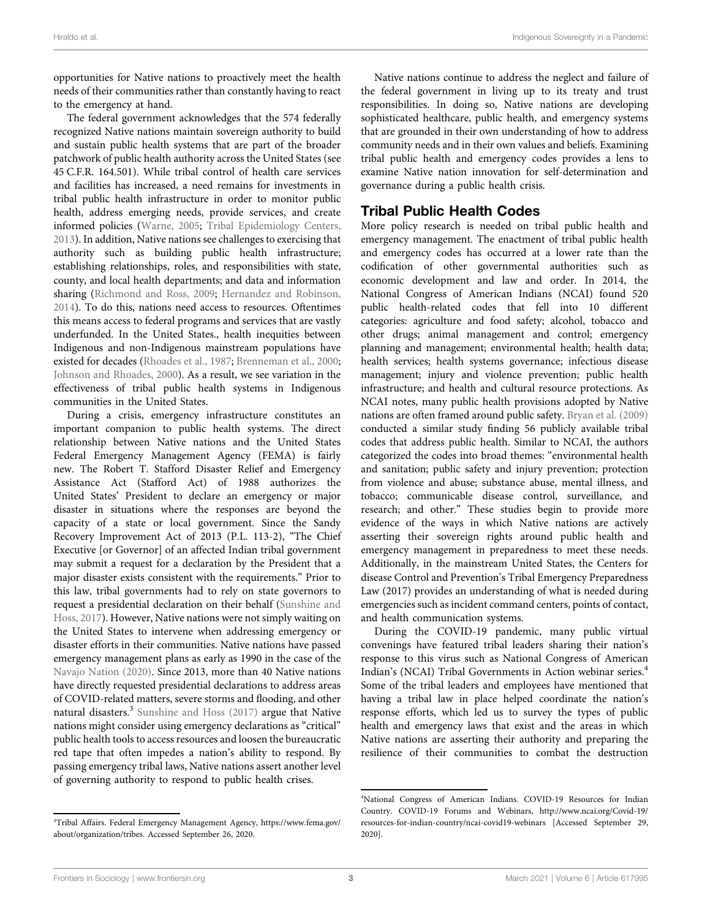opportunities for Native nations to proactively meet the health needs of their communities rather than constantly having to react to the emergency at hand.

The federal government acknowledges that the 574 federally recognized Native nations maintain sovereign authority to build and sustain public health systems that are part of the broader patchwork of public health authority across the United States (see 45 C.F.R. 164.501). While tribal control of health care services and facilities has increased, a need remains for investments in tribal public health infrastructure in order to monitor public health, address emerging needs, provide services, and create informed policies (Warne, 2005; Tribal Epidemiology Centers, 2013). In addition, Native nations see challenges to exercising that authority such as building public health infrastructure; establishing relationships, roles, and responsibilities with state, county, and local health departments; and data and information sharing (Richmond and Ross, 2009; Hernandez and Robinson, 2014). To do this, nations need access to resources. Oftentimes this means access to federal programs and services that are vastly underfunded. In the United States., health inequities between Indigenous and non-Indigenous mainstream populations have existed for decades (Rhoades et al., 1987; Brenneman et al., 2000; Johnson and Rhoades, 2000). As a result, we see variation in the effectiveness of tribal public health systems in Indigenous communities in the United States.

During a crisis, emergency infrastructure constitutes an important companion to public health systems. The direct relationship between Native nations and the United States Federal Emergency Management Agency (FEMA) is fairly new. The Robert T. Stafford Disaster Relief and Emergency Assistance Act (Stafford Act) of 1988 authorizes the United States' President to declare an emergency or major disaster in situations where the responses are beyond the capacity of a state or local government. Since the Sandy Recovery Improvement Act of 2013 (P.L. 113-2), "The Chief Executive [or Governor] of an affected Indian tribal government may submit a request for a declaration by the President that a major disaster exists consistent with the requirements." Prior to this law, tribal governments had to rely on state governors to request a presidential declaration on their behalf (Sunshine and Hoss, 2017). However, Native nations were not simply waiting on the United States to intervene when addressing emergency or disaster efforts in their communities. Native nations have passed emergency management plans as early as 1990 in the case of the Navajo Nation (2020). Since 2013, more than 40 Native nations have directly requested presidential declarations to address areas of COVID-related matters, severe storms and flooding, and other natural disasters.[3] Sunshine and Hoss (2017) argue that Native nations might consider using emergency declarations as "critical" public health tools to access resources and loosen the bureaucratic red tape that often impedes a nation's ability to respond. By passing emergency tribal laws, Native nations assert another level of governing authority to respond to public health crises.

Native nations continue to address the neglect and failure of the federal government in living up to its treaty and trust responsibilities. In doing so, Native nations are developing sophisticated healthcare, public health, and emergency systems that are grounded in their own understanding of how to address community needs and in their own values and beliefs. Examining tribal public health and emergency codes provides a lens to examine Native nation innovation for self-determination and governance during a public health crisis.

## Tribal Public Health Codes

More policy research is needed on tribal public health and emergency management. The enactment of tribal public health and emergency codes has occurred at a lower rate than the codification of other governmental authorities such as economic development and law and order. In 2014, the National Congress of American Indians (NCAI) found 520 public health-related codes that fell into 10 different categories: agriculture and food safety; alcohol, tobacco and other drugs; animal management and control; emergency planning and management; environmental health; health data; health services; health systems governance; infectious disease management; injury and violence prevention; public health infrastructure; and health and cultural resource protections. As NCAI notes, many public health provisions adopted by Native nations are often framed around public safety. Bryan et al. (2009) conducted a similar study finding 56 publicly available tribal codes that address public health. Similar to NCAI, the authors categorized the codes into broad themes: "environmental health and sanitation; public safety and injury prevention; protection from violence and abuse; substance abuse, mental illness, and tobacco; communicable disease control, surveillance, and research; and other." These studies begin to provide more evidence of the ways in which Native nations are actively asserting their sovereign rights around public health and emergency management in preparedness to meet these needs. Additionally, in the mainstream United States, the Centers for disease Control and Prevention's Tribal Emergency Preparedness Law (2017) provides an understanding of what is needed during emergencies such as incident command centers, points of contact, and health communication systems.

During the COVID-19 pandemic, many public virtual convenings have featured tribal leaders sharing their nation's response to this virus such as National Congress of American Indian's (NCAI) Tribal Governments in Action webinar series.[4] Some of the tribal leaders and employees have mentioned that having a tribal law in place helped coordinate the nation's response efforts, which led us to survey the types of public health and emergency laws that exist and the areas in which Native nations are asserting their authority and preparing the resilience of their communities to combat the destruction

---

[3]Tribal Affairs. Federal Emergency Management Agency, https://www.fema.gov/about/organization/tribes. Accessed September 26, 2020.

[4]National Congress of American Indians. COVID-19 Resources for Indian Country. COVID-19 Forums and Webinars, http://www.ncai.org/Covid-19/resources-for-indian-country/ncai-covid19-webinars [Accessed September 29, 2020].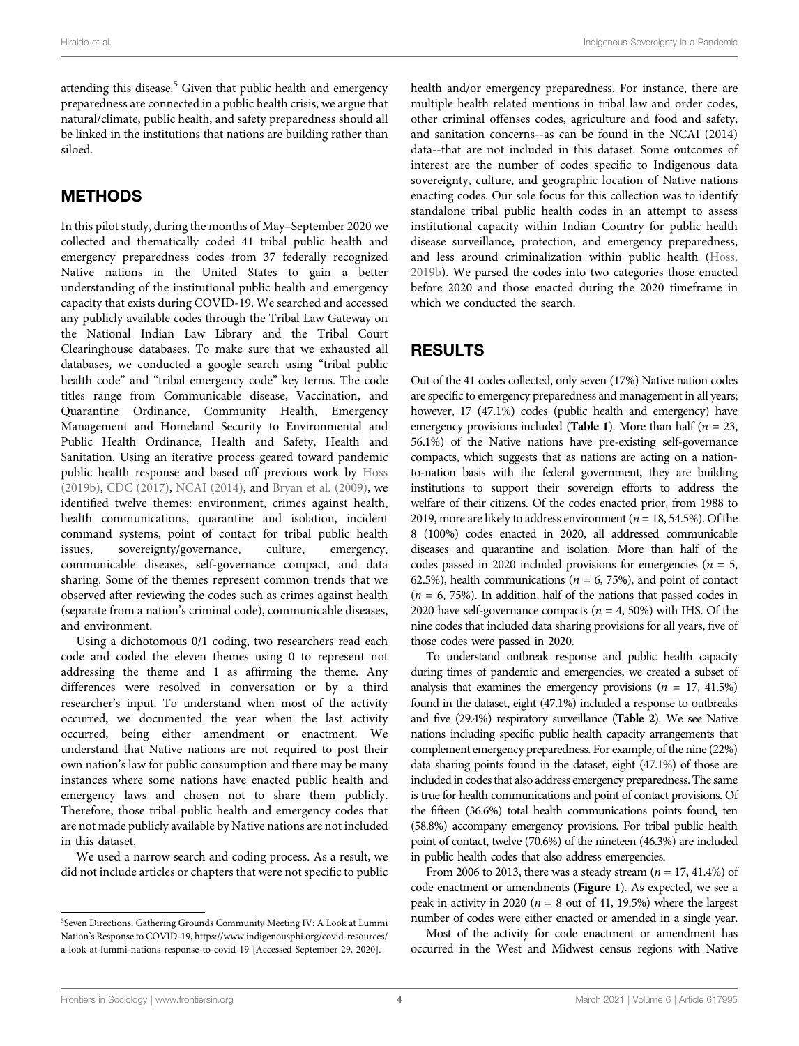attending this disease.[5] Given that public health and emergency preparedness are connected in a public health crisis, we argue that natural/climate, public health, and safety preparedness should all be linked in the institutions that nations are building rather than siloed.

## METHODS

In this pilot study, during the months of May–September 2020 we collected and thematically coded 41 tribal public health and emergency preparedness codes from 37 federally recognized Native nations in the United States to gain a better understanding of the institutional public health and emergency capacity that exists during COVID-19. We searched and accessed any publicly available codes through the Tribal Law Gateway on the National Indian Law Library and the Tribal Court Clearinghouse databases. To make sure that we exhausted all databases, we conducted a google search using "tribal public health code" and "tribal emergency code" key terms. The code titles range from Communicable disease, Vaccination, and Quarantine Ordinance, Community Health, Emergency Management and Homeland Security to Environmental and Public Health Ordinance, Health and Safety, Health and Sanitation. Using an iterative process geared toward pandemic public health response and based off previous work by Hoss (2019b), CDC (2017), NCAI (2014), and Bryan et al. (2009), we identified twelve themes: environment, crimes against health, health communications, quarantine and isolation, incident command systems, point of contact for tribal public health issues, sovereignty/governance, culture, emergency, communicable diseases, self-governance compact, and data sharing. Some of the themes represent common trends that we observed after reviewing the codes such as crimes against health (separate from a nation's criminal code), communicable diseases, and environment.

Using a dichotomous 0/1 coding, two researchers read each code and coded the eleven themes using 0 to represent not addressing the theme and 1 as affirming the theme. Any differences were resolved in conversation or by a third researcher's input. To understand when most of the activity occurred, we documented the year when the last activity occurred, being either amendment or enactment. We understand that Native nations are not required to post their own nation's law for public consumption and there may be many instances where some nations have enacted public health and emergency laws and chosen not to share them publicly. Therefore, those tribal public health and emergency codes that are not made publicly available by Native nations are not included in this dataset.

We used a narrow search and coding process. As a result, we did not include articles or chapters that were not specific to public health and/or emergency preparedness. For instance, there are multiple health related mentions in tribal law and order codes, other criminal offenses codes, agriculture and food and safety, and sanitation concerns--as can be found in the NCAI (2014) data--that are not included in this dataset. Some outcomes of interest are the number of codes specific to Indigenous data sovereignty, culture, and geographic location of Native nations enacting codes. Our sole focus for this collection was to identify standalone tribal public health codes in an attempt to assess institutional capacity within Indian Country for public health disease surveillance, protection, and emergency preparedness, and less around criminalization within public health (Hoss, 2019b). We parsed the codes into two categories those enacted before 2020 and those enacted during the 2020 timeframe in which we conducted the search.

## RESULTS

Out of the 41 codes collected, only seven (17%) Native nation codes are specific to emergency preparedness and management in all years; however, 17 (47.1%) codes (public health and emergency) have emergency provisions included (**Table 1**). More than half ($n = 23$, 56.1%) of the Native nations have pre-existing self-governance compacts, which suggests that as nations are acting on a nation-to-nation basis with the federal government, they are building institutions to support their sovereign efforts to address the welfare of their citizens. Of the codes enacted prior, from 1988 to 2019, more are likely to address environment ($n = 18$, 54.5%). Of the 8 (100%) codes enacted in 2020, all addressed communicable diseases and quarantine and isolation. More than half of the codes passed in 2020 included provisions for emergencies ($n = 5$, 62.5%), health communications ($n = 6$, 75%), and point of contact ($n = 6$, 75%). In addition, half of the nations that passed codes in 2020 have self-governance compacts ($n = 4$, 50%) with IHS. Of the nine codes that included data sharing provisions for all years, five of those codes were passed in 2020.

To understand outbreak response and public health capacity during times of pandemic and emergencies, we created a subset of analysis that examines the emergency provisions ($n = 17$, 41.5%) found in the dataset, eight (47.1%) included a response to outbreaks and five (29.4%) respiratory surveillance (**Table 2**). We see Native nations including specific public health capacity arrangements that complement emergency preparedness. For example, of the nine (22%) data sharing points found in the dataset, eight (47.1%) of those are included in codes that also address emergency preparedness. The same is true for health communications and point of contact provisions. Of the fifteen (36.6%) total health communications points found, ten (58.8%) accompany emergency provisions. For tribal public health point of contact, twelve (70.6%) of the nineteen (46.3%) are included in public health codes that also address emergencies.

From 2006 to 2013, there was a steady stream ($n = 17$, 41.4%) of code enactment or amendments (**Figure 1**). As expected, we see a peak in activity in 2020 ($n = 8$ out of 41, 19.5%) where the largest number of codes were either enacted or amended in a single year.

Most of the activity for code enactment or amendment has occurred in the West and Midwest census regions with Native

[5]Seven Directions. Gathering Grounds Community Meeting IV: A Look at Lummi Nation's Response to COVID-19, https://www.indigenousphi.org/covid-resources/a-look-at-lummi-nations-response-to-covid-19 [Accessed September 29, 2020].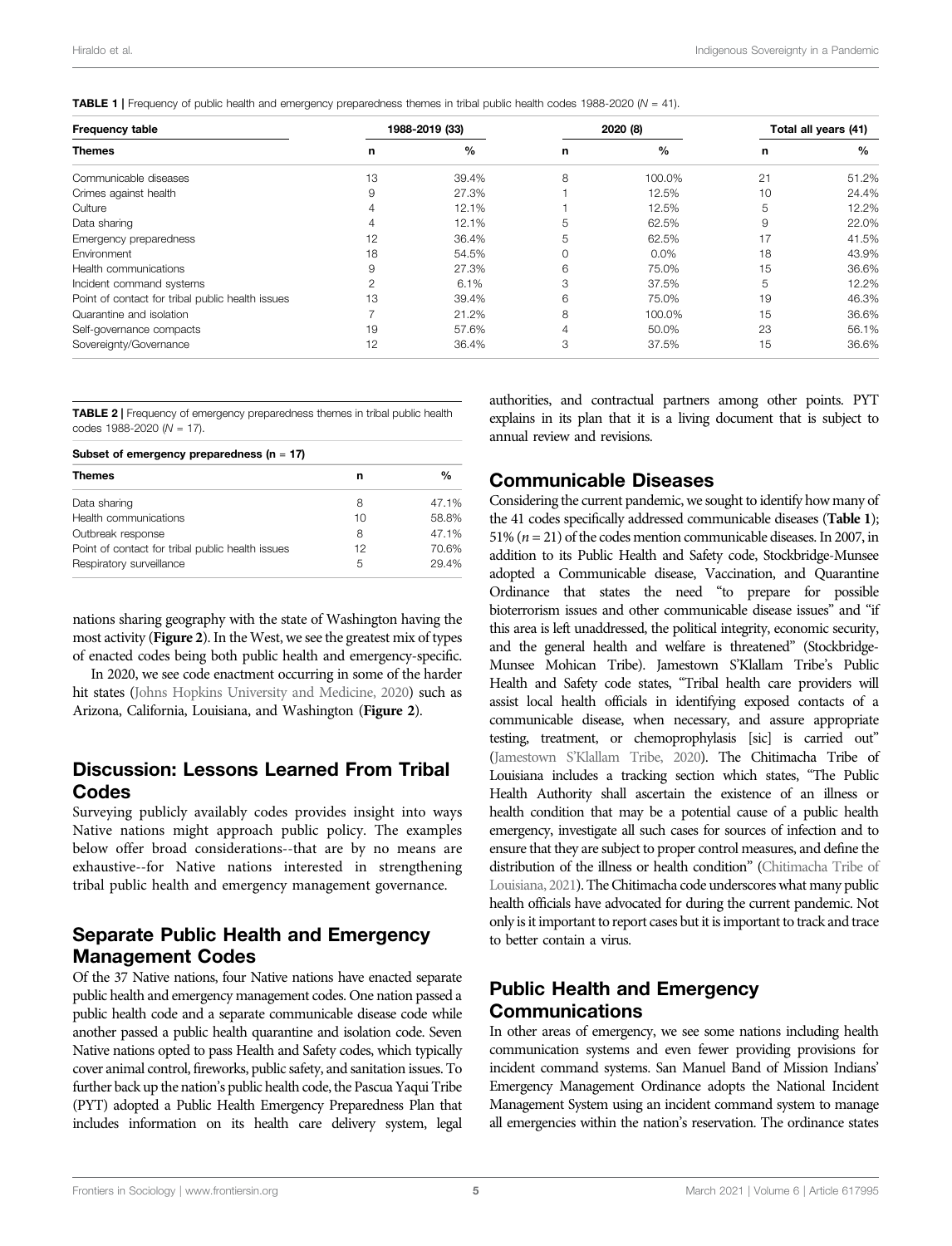**TABLE 1** | Frequency of public health and emergency preparedness themes in tribal public health codes 1988-2020 ($N$ = 41).

| Frequency table | 1988-2019 (33) | | 2020 (8) | | Total all years (41) | |
|---|---|---|---|---|---|---|
| **Themes** | **n** | **%** | **n** | **%** | **n** | **%** |
| Communicable diseases | 13 | 39.4% | 8 | 100.0% | 21 | 51.2% |
| Crimes against health | 9 | 27.3% | 1 | 12.5% | 10 | 24.4% |
| Culture | 4 | 12.1% | 1 | 12.5% | 5 | 12.2% |
| Data sharing | 4 | 12.1% | 5 | 62.5% | 9 | 22.0% |
| Emergency preparedness | 12 | 36.4% | 5 | 62.5% | 17 | 41.5% |
| Environment | 18 | 54.5% | 0 | 0.0% | 18 | 43.9% |
| Health communications | 9 | 27.3% | 6 | 75.0% | 15 | 36.6% |
| Incident command systems | 2 | 6.1% | 3 | 37.5% | 5 | 12.2% |
| Point of contact for tribal public health issues | 13 | 39.4% | 6 | 75.0% | 19 | 46.3% |
| Quarantine and isolation | 7 | 21.2% | 8 | 100.0% | 15 | 36.6% |
| Self-governance compacts | 19 | 57.6% | 4 | 50.0% | 23 | 56.1% |
| Sovereignty/Governance | 12 | 36.4% | 3 | 37.5% | 15 | 36.6% |

**TABLE 2** | Frequency of emergency preparedness themes in tribal public health codes 1988-2020 ($N$ = 17).

| Subset of emergency preparedness (n = 17) | | |
|---|---|---|
| **Themes** | **n** | **%** |
| Data sharing | 8 | 47.1% |
| Health communications | 10 | 58.8% |
| Outbreak response | 8 | 47.1% |
| Point of contact for tribal public health issues | 12 | 70.6% |
| Respiratory surveillance | 5 | 29.4% |

nations sharing geography with the state of Washington having the most activity (**Figure 2**). In the West, we see the greatest mix of types of enacted codes being both public health and emergency-specific.

In 2020, we see code enactment occurring in some of the harder hit states (Johns Hopkins University and Medicine, 2020) such as Arizona, California, Louisiana, and Washington (**Figure 2**).

## Discussion: Lessons Learned From Tribal Codes

Surveying publicly availably codes provides insight into ways Native nations might approach public policy. The examples below offer broad considerations--that are by no means are exhaustive--for Native nations interested in strengthening tribal public health and emergency management governance.

## Separate Public Health and Emergency Management Codes

Of the 37 Native nations, four Native nations have enacted separate public health and emergency management codes. One nation passed a public health code and a separate communicable disease code while another passed a public health quarantine and isolation code. Seven Native nations opted to pass Health and Safety codes, which typically cover animal control, fireworks, public safety, and sanitation issues. To further back up the nation's public health code, the Pascua Yaqui Tribe (PYT) adopted a Public Health Emergency Preparedness Plan that includes information on its health care delivery system, legal authorities, and contractual partners among other points. PYT explains in its plan that it is a living document that is subject to annual review and revisions.

## Communicable Diseases

Considering the current pandemic, we sought to identify how many of the 41 codes specifically addressed communicable diseases (**Table 1**); 51% ($n$ = 21) of the codes mention communicable diseases. In 2007, in addition to its Public Health and Safety code, Stockbridge-Munsee adopted a Communicable disease, Vaccination, and Quarantine Ordinance that states the need "to prepare for possible bioterrorism issues and other communicable disease issues" and "if this area is left unaddressed, the political integrity, economic security, and the general health and welfare is threatened" (Stockbridge-Munsee Mohican Tribe). Jamestown S'Klallam Tribe's Public Health and Safety code states, "Tribal health care providers will assist local health officials in identifying exposed contacts of a communicable disease, when necessary, and assure appropriate testing, treatment, or chemoprophylasis [sic] is carried out" (Jamestown S'Klallam Tribe, 2020). The Chitimacha Tribe of Louisiana includes a tracking section which states, "The Public Health Authority shall ascertain the existence of an illness or health condition that may be a potential cause of a public health emergency, investigate all such cases for sources of infection and to ensure that they are subject to proper control measures, and define the distribution of the illness or health condition" (Chitimacha Tribe of Louisiana, 2021). The Chitimacha code underscores what many public health officials have advocated for during the current pandemic. Not only is it important to report cases but it is important to track and trace to better contain a virus.

## Public Health and Emergency Communications

In other areas of emergency, we see some nations including health communication systems and even fewer providing provisions for incident command systems. San Manuel Band of Mission Indians' Emergency Management Ordinance adopts the National Incident Management System using an incident command system to manage all emergencies within the nation's reservation. The ordinance states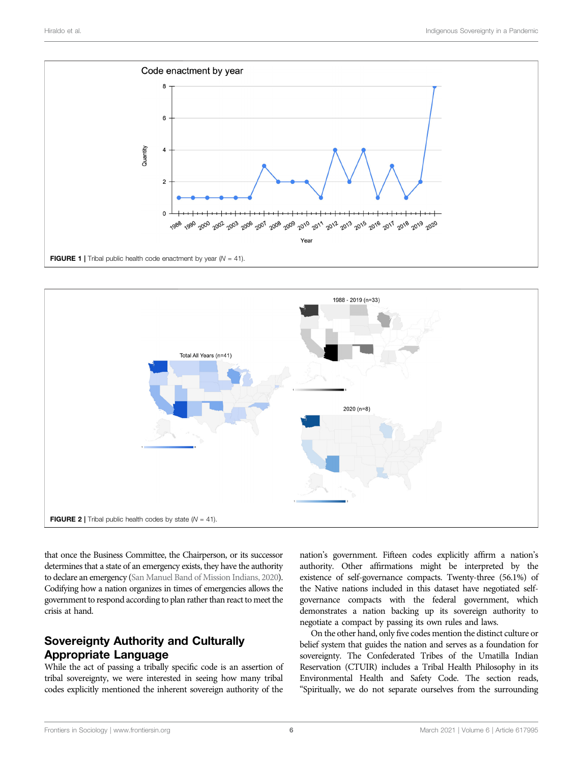FIGURE 1 | Tribal public health code enactment by year (*N* = 41).

FIGURE 2 | Tribal public health codes by state (*N* = 41).

that once the Business Committee, the Chairperson, or its successor determines that a state of an emergency exists, they have the authority to declare an emergency (San Manuel Band of Mission Indians, 2020). Codifying how a nation organizes in times of emergencies allows the government to respond according to plan rather than react to meet the crisis at hand.

## Sovereignty Authority and Culturally Appropriate Language

While the act of passing a tribally specific code is an assertion of tribal sovereignty, we were interested in seeing how many tribal codes explicitly mentioned the inherent sovereign authority of the nation's government. Fifteen codes explicitly affirm a nation's authority. Other affirmations might be interpreted by the existence of self-governance compacts. Twenty-three (56.1%) of the Native nations included in this dataset have negotiated self-governance compacts with the federal government, which demonstrates a nation backing up its sovereign authority to negotiate a compact by passing its own rules and laws.

On the other hand, only five codes mention the distinct culture or belief system that guides the nation and serves as a foundation for sovereignty. The Confederated Tribes of the Umatilla Indian Reservation (CTUIR) includes a Tribal Health Philosophy in its Environmental Health and Safety Code. The section reads, "Spiritually, we do not separate ourselves from the surrounding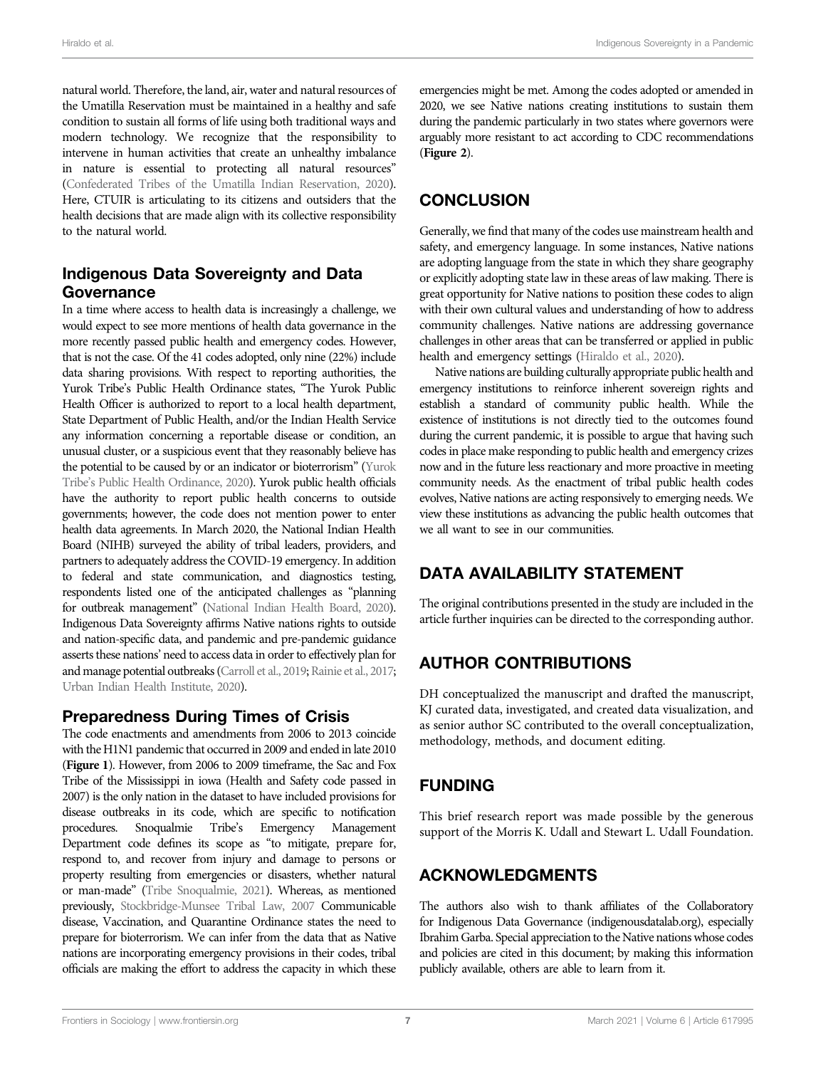natural world. Therefore, the land, air, water and natural resources of the Umatilla Reservation must be maintained in a healthy and safe condition to sustain all forms of life using both traditional ways and modern technology. We recognize that the responsibility to intervene in human activities that create an unhealthy imbalance in nature is essential to protecting all natural resources" (Confederated Tribes of the Umatilla Indian Reservation, 2020). Here, CTUIR is articulating to its citizens and outsiders that the health decisions that are made align with its collective responsibility to the natural world.

## Indigenous Data Sovereignty and Data Governance

In a time where access to health data is increasingly a challenge, we would expect to see more mentions of health data governance in the more recently passed public health and emergency codes. However, that is not the case. Of the 41 codes adopted, only nine (22%) include data sharing provisions. With respect to reporting authorities, the Yurok Tribe's Public Health Ordinance states, "The Yurok Public Health Officer is authorized to report to a local health department, State Department of Public Health, and/or the Indian Health Service any information concerning a reportable disease or condition, an unusual cluster, or a suspicious event that they reasonably believe has the potential to be caused by or an indicator or bioterrorism" (Yurok Tribe's Public Health Ordinance, 2020). Yurok public health officials have the authority to report public health concerns to outside governments; however, the code does not mention power to enter health data agreements. In March 2020, the National Indian Health Board (NIHB) surveyed the ability of tribal leaders, providers, and partners to adequately address the COVID-19 emergency. In addition to federal and state communication, and diagnostics testing, respondents listed one of the anticipated challenges as "planning for outbreak management" (National Indian Health Board, 2020). Indigenous Data Sovereignty affirms Native nations rights to outside and nation-specific data, and pandemic and pre-pandemic guidance asserts these nations' need to access data in order to effectively plan for and manage potential outbreaks (Carroll et al., 2019; Rainie et al., 2017; Urban Indian Health Institute, 2020).

## Preparedness During Times of Crisis

The code enactments and amendments from 2006 to 2013 coincide with the H1N1 pandemic that occurred in 2009 and ended in late 2010 (**Figure 1**). However, from 2006 to 2009 timeframe, the Sac and Fox Tribe of the Mississippi in iowa (Health and Safety code passed in 2007) is the only nation in the dataset to have included provisions for disease outbreaks in its code, which are specific to notification procedures. Snoqualmie Tribe's Emergency Management Department code defines its scope as "to mitigate, prepare for, respond to, and recover from injury and damage to persons or property resulting from emergencies or disasters, whether natural or man-made" (Tribe Snoqualmie, 2021). Whereas, as mentioned previously, Stockbridge-Munsee Tribal Law, 2007 Communicable disease, Vaccination, and Quarantine Ordinance states the need to prepare for bioterrorism. We can infer from the data that as Native nations are incorporating emergency provisions in their codes, tribal officials are making the effort to address the capacity in which these emergencies might be met. Among the codes adopted or amended in 2020, we see Native nations creating institutions to sustain them during the pandemic particularly in two states where governors were arguably more resistant to act according to CDC recommendations (**Figure 2**).

## CONCLUSION

Generally, we find that many of the codes use mainstream health and safety, and emergency language. In some instances, Native nations are adopting language from the state in which they share geography or explicitly adopting state law in these areas of law making. There is great opportunity for Native nations to position these codes to align with their own cultural values and understanding of how to address community challenges. Native nations are addressing governance challenges in other areas that can be transferred or applied in public health and emergency settings (Hiraldo et al., 2020).

Native nations are building culturally appropriate public health and emergency institutions to reinforce inherent sovereign rights and establish a standard of community public health. While the existence of institutions is not directly tied to the outcomes found during the current pandemic, it is possible to argue that having such codes in place make responding to public health and emergency crizes now and in the future less reactionary and more proactive in meeting community needs. As the enactment of tribal public health codes evolves, Native nations are acting responsively to emerging needs. We view these institutions as advancing the public health outcomes that we all want to see in our communities.

## DATA AVAILABILITY STATEMENT

The original contributions presented in the study are included in the article further inquiries can be directed to the corresponding author.

## AUTHOR CONTRIBUTIONS

DH conceptualized the manuscript and drafted the manuscript, KJ curated data, investigated, and created data visualization, and as senior author SC contributed to the overall conceptualization, methodology, methods, and document editing.

## FUNDING

This brief research report was made possible by the generous support of the Morris K. Udall and Stewart L. Udall Foundation.

## ACKNOWLEDGMENTS

The authors also wish to thank affiliates of the Collaboratory for Indigenous Data Governance (indigenousdatalab.org), especially Ibrahim Garba. Special appreciation to the Native nations whose codes and policies are cited in this document; by making this information publicly available, others are able to learn from it.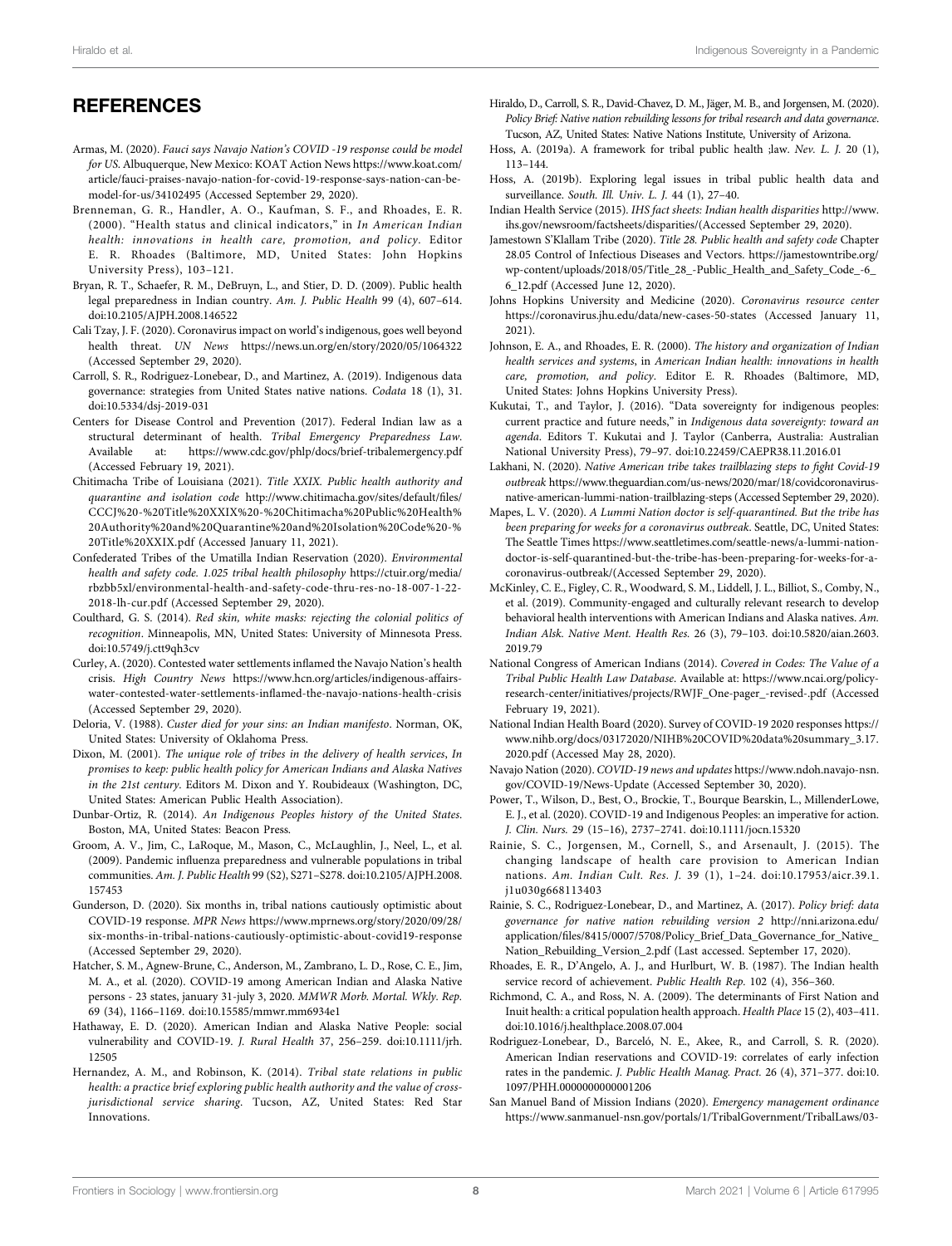## REFERENCES

Armas, M. (2020). *Fauci says Navajo Nation's COVID -19 response could be model for US*. Albuquerque, New Mexico: KOAT Action News https://www.koat.com/article/fauci-praises-navajo-nation-for-covid-19-response-says-nation-can-be-model-for-us/34102495 (Accessed September 29, 2020).

Brenneman, G. R., Handler, A. O., Kaufman, S. F., and Rhoades, E. R. (2000). "Health status and clinical indicators," in *In American Indian health: innovations in health care, promotion, and policy*. Editor E. R. Rhoades (Baltimore, MD, United States: John Hopkins University Press), 103–121.

Bryan, R. T., Schaefer, R. M., DeBruyn, L., and Stier, D. D. (2009). Public health legal preparedness in Indian country. *Am. J. Public Health* 99 (4), 607–614. doi:10.2105/AJPH.2008.146522

Cali Tzay, J. F. (2020). Coronavirus impact on world's indigenous, goes well beyond health threat. *UN News* https://news.un.org/en/story/2020/05/1064322 (Accessed September 29, 2020).

Carroll, S. R., Rodriguez-Lonebear, D., and Martinez, A. (2019). Indigenous data governance: strategies from United States native nations. *Codata* 18 (1), 31. doi:10.5334/dsj-2019-031

Centers for Disease Control and Prevention (2017). Federal Indian law as a structural determinant of health. *Tribal Emergency Preparedness Law*. Available at: https://www.cdc.gov/phlp/docs/brief-tribalemergency.pdf (Accessed February 19, 2021).

Chitimacha Tribe of Louisiana (2021). *Title XXIX. Public health authority and quarantine and isolation code* http://www.chitimacha.gov/sites/default/files/CCCJ%20-%20Title%20XXIX%20-%20Chitimacha%20Public%20Health%20Authority%20and%20Quarantine%20and%20Isolation%20Code%20-%20Title%20XXIX.pdf (Accessed January 11, 2021).

Confederated Tribes of the Umatilla Indian Reservation (2020). *Environmental health and safety code. 1.025 tribal health philosophy* https://ctuir.org/media/rbzbb5xl/environmental-health-and-safety-code-thru-res-no-18-007-1-22-2018-lh-cur.pdf (Accessed September 29, 2020).

Coulthard, G. S. (2014). *Red skin, white masks: rejecting the colonial politics of recognition*. Minneapolis, MN, United States: University of Minnesota Press. doi:10.5749/j.ctt9qh3cv

Curley, A. (2020). Contested water settlements inflamed the Navajo Nation's health crisis. *High Country News* https://www.hcn.org/articles/indigenous-affairs-water-contested-water-settlements-inflamed-the-navajo-nations-health-crisis (Accessed September 29, 2020).

Deloria, V. (1988). *Custer died for your sins: an Indian manifesto*. Norman, OK, United States: University of Oklahoma Press.

Dixon, M. (2001). *The unique role of tribes in the delivery of health services*, *In promises to keep: public health policy for American Indians and Alaska Natives in the 21st century*. Editors M. Dixon and Y. Roubideaux (Washington, DC, United States: American Public Health Association).

Dunbar-Ortiz, R. (2014). *An Indigenous Peoples history of the United States*. Boston, MA, United States: Beacon Press.

Groom, A. V., Jim, C., LaRoque, M., Mason, C., McLaughlin, J., Neel, L., et al. (2009). Pandemic influenza preparedness and vulnerable populations in tribal communities. *Am. J. Public Health* 99 (S2), S271–S278. doi:10.2105/AJPH.2008.157453

Gunderson, D. (2020). Six months in, tribal nations cautiously optimistic about COVID-19 response. *MPR News* https://www.mprnews.org/story/2020/09/28/six-months-in-tribal-nations-cautiously-optimistic-about-covid19-response (Accessed September 29, 2020).

Hatcher, S. M., Agnew-Brune, C., Anderson, M., Zambrano, L. D., Rose, C. E., Jim, M. A., et al. (2020). COVID-19 among American Indian and Alaska Native persons - 23 states, january 31-july 3, 2020. *MMWR Morb. Mortal. Wkly. Rep.* 69 (34), 1166–1169. doi:10.15585/mmwr.mm6934e1

Hathaway, E. D. (2020). American Indian and Alaska Native People: social vulnerability and COVID-19. *J. Rural Health* 37, 256–259. doi:10.1111/jrh.12505

Hernandez, A. M., and Robinson, K. (2014). *Tribal state relations in public health: a practice brief exploring public health authority and the value of cross-jurisdictional service sharing*. Tucson, AZ, United States: Red Star Innovations.

Hiraldo, D., Carroll, S. R., David-Chavez, D. M., Jäger, M. B., and Jorgensen, M. (2020). *Policy Brief: Native nation rebuilding lessons for tribal research and data governance*. Tucson, AZ, United States: Native Nations Institute, University of Arizona.

Hoss, A. (2019a). A framework for tribal public health ;law. *Nev. L. J.* 20 (1), 113–144.

Hoss, A. (2019b). Exploring legal issues in tribal public health data and surveillance. *South. Ill. Univ. L. J.* 44 (1), 27–40.

Indian Health Service (2015). *IHS fact sheets: Indian health disparities* http://www.ihs.gov/newsroom/factsheets/disparities/(Accessed September 29, 2020).

Jamestown S'Klallam Tribe (2020). *Title 28. Public health and safety code* Chapter 28.05 Control of Infectious Diseases and Vectors. https://jamestowntribe.org/wp-content/uploads/2018/05/Title_28_-Public_Health_and_Safety_Code_-6_6_12.pdf (Accessed June 12, 2020).

Johns Hopkins University and Medicine (2020). *Coronavirus resource center* https://coronavirus.jhu.edu/data/new-cases-50-states (Accessed January 11, 2021).

Johnson, E. A., and Rhoades, E. R. (2000). *The history and organization of Indian health services and systems*, in *American Indian health: innovations in health care, promotion, and policy*. Editor E. R. Rhoades (Baltimore, MD, United States: Johns Hopkins University Press).

Kukutai, T., and Taylor, J. (2016). "Data sovereignty for indigenous peoples: current practice and future needs," in *Indigenous data sovereignty: toward an agenda*. Editors T. Kukutai and J. Taylor (Canberra, Australia: Australian National University Press), 79–97. doi:10.22459/CAEPR38.11.2016.01

Lakhani, N. (2020). *Native American tribe takes trailblazing steps to fight Covid-19 outbreak* https://www.theguardian.com/us-news/2020/mar/18/covidcoronavirus-native-american-lummi-nation-trailblazing-steps (Accessed September 29, 2020).

Mapes, L. V. (2020). *A Lummi Nation doctor is self-quarantined. But the tribe has been preparing for weeks for a coronavirus outbreak*. Seattle, DC, United States: The Seattle Times https://www.seattletimes.com/seattle-news/a-lummi-nation-doctor-is-self-quarantined-but-the-tribe-has-been-preparing-for-weeks-for-a-coronavirus-outbreak/(Accessed September 29, 2020).

McKinley, C. E., Figley, C. R., Woodward, S. M., Liddell, J. L., Billiot, S., Comby, N., et al. (2019). Community-engaged and culturally relevant research to develop behavioral health interventions with American Indians and Alaska natives. *Am. Indian Alsk. Native Ment. Health Res.* 26 (3), 79–103. doi:10.5820/aian.2603.2019.79

National Congress of American Indians (2014). *Covered in Codes: The Value of a Tribal Public Health Law Database*. Available at: https://www.ncai.org/policy-research-center/initiatives/projects/RWJF_One-pager_-revised-.pdf (Accessed February 19, 2021).

National Indian Health Board (2020). Survey of COVID-19 2020 responses https://www.nihb.org/docs/03172020/NIHB%20COVID%20data%20summary_3.17.2020.pdf (Accessed May 28, 2020).

Navajo Nation (2020). *COVID-19 news and updates* https://www.ndoh.navajo-nsn.gov/COVID-19/News-Update (Accessed September 30, 2020).

Power, T., Wilson, D., Best, O., Brockie, T., Bourque Bearskin, L., MillenderLowe, E. J., et al. (2020). COVID-19 and Indigenous Peoples: an imperative for action. *J. Clin. Nurs.* 29 (15–16), 2737–2741. doi:10.1111/jocn.15320

Rainie, S. C., Jorgensen, M., Cornell, S., and Arsenault, J. (2015). The changing landscape of health care provision to American Indian nations. *Am. Indian Cult. Res. J.* 39 (1), 1–24. doi:10.17953/aicr.39.1.j1u030g668113403

Rainie, S. C., Rodriguez-Lonebear, D., and Martinez, A. (2017). *Policy brief: data governance for native nation rebuilding version 2* http://nni.arizona.edu/application/files/8415/0007/5708/Policy_Brief_Data_Governance_for_Native_Nation_Rebuilding_Version_2.pdf (Last accessed. September 17, 2020).

Rhoades, E. R., D'Angelo, A. J., and Hurlburt, W. B. (1987). The Indian health service record of achievement. *Public Health Rep*. 102 (4), 356–360.

Richmond, C. A., and Ross, N. A. (2009). The determinants of First Nation and Inuit health: a critical population health approach. *Health Place* 15 (2), 403–411. doi:10.1016/j.healthplace.2008.07.004

Rodriguez-Lonebear, D., Barceló, N. E., Akee, R., and Carroll, S. R. (2020). American Indian reservations and COVID-19: correlates of early infection rates in the pandemic. *J. Public Health Manag. Pract.* 26 (4), 371–377. doi:10.1097/PHH.0000000000001206

San Manuel Band of Mission Indians (2020). *Emergency management ordinance* https://www.sanmanuel-nsn.gov/portals/1/TribalGovernment/TribalLaws/03-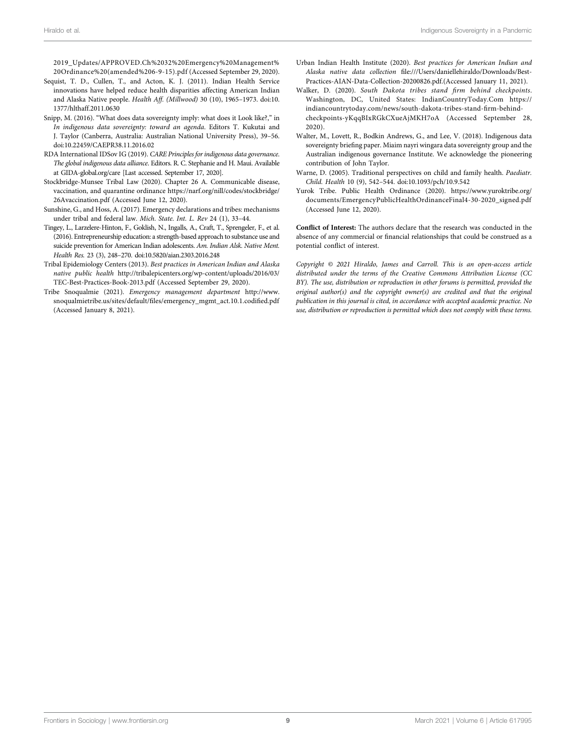2019_Updates/APPROVED.Ch%2032%20Emergency%20Management%20Ordinance%20(amended%206-9-15).pdf (Accessed September 29, 2020).

Sequist, T. D., Cullen, T., and Acton, K. J. (2011). Indian Health Service innovations have helped reduce health disparities affecting American Indian and Alaska Native people. *Health Aff. (Millwood)* 30 (10), 1965–1973. doi:10.1377/hlthaff.2011.0630

Snipp, M. (2016). "What does data sovereignty imply: what does it Look like?," in *In indigenous data sovereignty: toward an agenda*. Editors T. Kukutai and J. Taylor (Canberra, Australia: Australian National University Press), 39–56. doi:10.22459/CAEPR38.11.2016.02

RDA International IDSov IG (2019). *CARE Principles for indigenous data governance. The global indigenous data alliance*. Editors. R. C. Stephanie and H. Maui. Available at GIDA-global.org/care [Last accessed. September 17, 2020].

Stockbridge-Munsee Tribal Law (2020). Chapter 26 A. Communicable disease, vaccination, and quarantine ordinance https://narf.org/nill/codes/stockbridge/26Avaccination.pdf (Accessed June 12, 2020).

Sunshine, G., and Hoss, A. (2017). Emergency declarations and tribes: mechanisms under tribal and federal law. *Mich. State. Int. L. Rev* 24 (1), 33–44.

Tingey, L., Larzelere-Hinton, F., Goklish, N., Ingalls, A., Craft, T., Sprengeler, F., et al. (2016). Entrepreneurship education: a strength-based approach to substance use and suicide prevention for American Indian adolescents. *Am. Indian Alsk. Native Ment. Health Res.* 23 (3), 248–270. doi:10.5820/aian.2303.2016.248

Tribal Epidemiology Centers (2013). *Best practices in American Indian and Alaska native public health* http://tribalepicenters.org/wp-content/uploads/2016/03/TEC-Best-Practices-Book-2013.pdf (Accessed September 29, 2020).

Tribe Snoqualmie (2021). *Emergency management department* http://www.snoqualmietribe.us/sites/default/files/emergency_mgmt_act.10.1.codified.pdf (Accessed January 8, 2021).

Urban Indian Health Institute (2020). *Best practices for American Indian and Alaska native data collection* file:///Users/daniellehiraldo/Downloads/Best-Practices-AIAN-Data-Collection-20200826.pdf.(Accessed January 11, 2021).

Walker, D. (2020). *South Dakota tribes stand firm behind checkpoints*. Washington, DC, United States: IndianCountryToday.Com https://indiancountrytoday.com/news/south-dakota-tribes-stand-firm-behind-checkpoints-yKqqBIxRGkCXueAjMKH7oA (Accessed September 28, 2020).

Walter, M., Lovett, R., Bodkin Andrews, G., and Lee, V. (2018). Indigenous data sovereignty briefing paper. Miaim nayri wingara data sovereignty group and the Australian indigenous governance Institute. We acknowledge the pioneering contribution of John Taylor.

Warne, D. (2005). Traditional perspectives on child and family health. *Paediatr. Child. Health* 10 (9), 542–544. doi:10.1093/pch/10.9.542

Yurok Tribe. Public Health Ordinance (2020). https://www.yuroktribe.org/documents/EmergencyPublicHealthOrdinanceFinal4-30-2020_signed.pdf (Accessed June 12, 2020).

**Conflict of Interest:** The authors declare that the research was conducted in the absence of any commercial or financial relationships that could be construed as a potential conflict of interest.

*Copyright © 2021 Hiraldo, James and Carroll. This is an open-access article distributed under the terms of the Creative Commons Attribution License (CC BY). The use, distribution or reproduction in other forums is permitted, provided the original author(s) and the copyright owner(s) are credited and that the original publication in this journal is cited, in accordance with accepted academic practice. No use, distribution or reproduction is permitted which does not comply with these terms.*